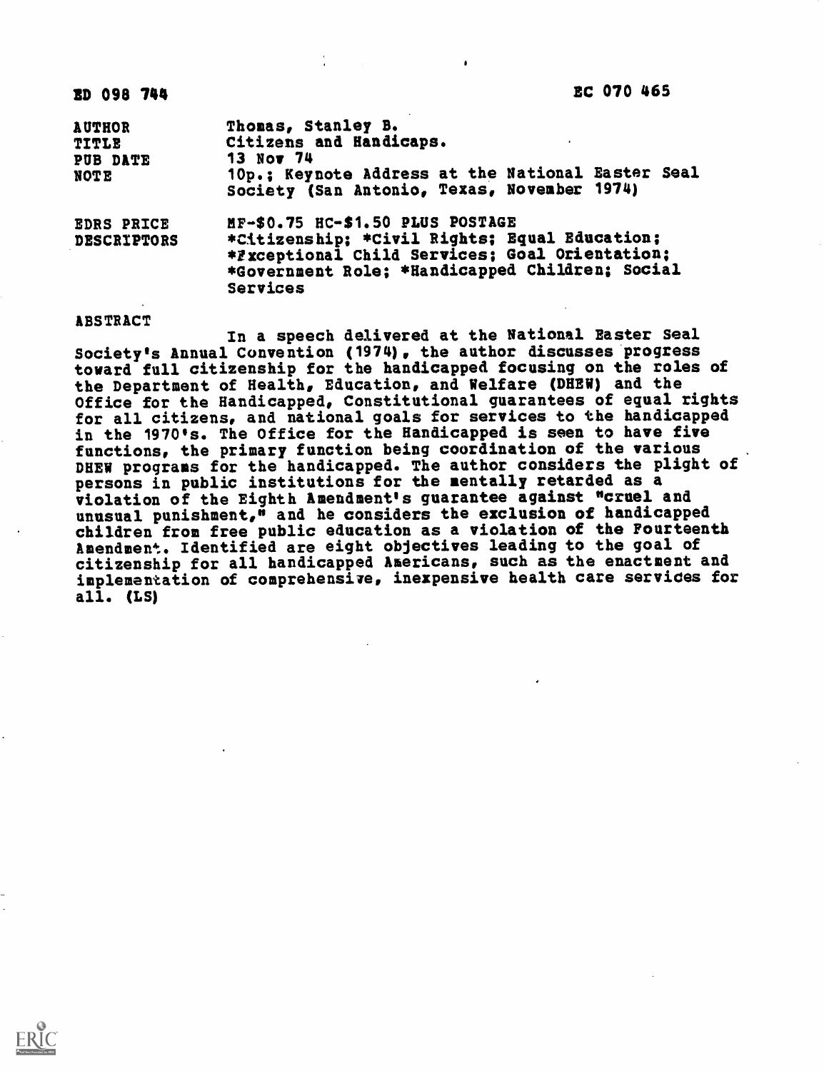ED 098 744 EC 070 465

| | |
|---|---|
| AUTHOR | Thomas, Stanley B. |
| TITLE | Citizens and Handicaps. |
| PUB DATE | 13 Nov 74 |
| NOTE | 10p.; Keynote Address at the National Easter Seal Society (San Antonio, Texas, November 1974) |
| EDRS PRICE | MF-$0.75 HC-$1.50 PLUS POSTAGE |
| DESCRIPTORS | *Citizenship; *Civil Rights; Equal Education; *Exceptional Child Services; Goal Orientation; *Government Role; *Handicapped Children; Social Services |

ABSTRACT

In a speech delivered at the National Easter Seal Society's Annual Convention (1974), the author discusses progress toward full citizenship for the handicapped focusing on the roles of the Department of Health, Education, and Welfare (DHEW) and the Office for the Handicapped, Constitutional guarantees of equal rights for all citizens, and national goals for services to the handicapped in the 1970's. The Office for the Handicapped is seen to have five functions, the primary function being coordination of the various DHEW programs for the handicapped. The author considers the plight of persons in public institutions for the mentally retarded as a violation of the Eighth Amendment's guarantee against "cruel and unusual punishment," and he considers the exclusion of handicapped children from free public education as a violation of the Fourteenth Amendment. Identified are eight objectives leading to the goal of citizenship for all handicapped Americans, such as the enactment and implementation of comprehensive, inexpensive health care services for all. (LS)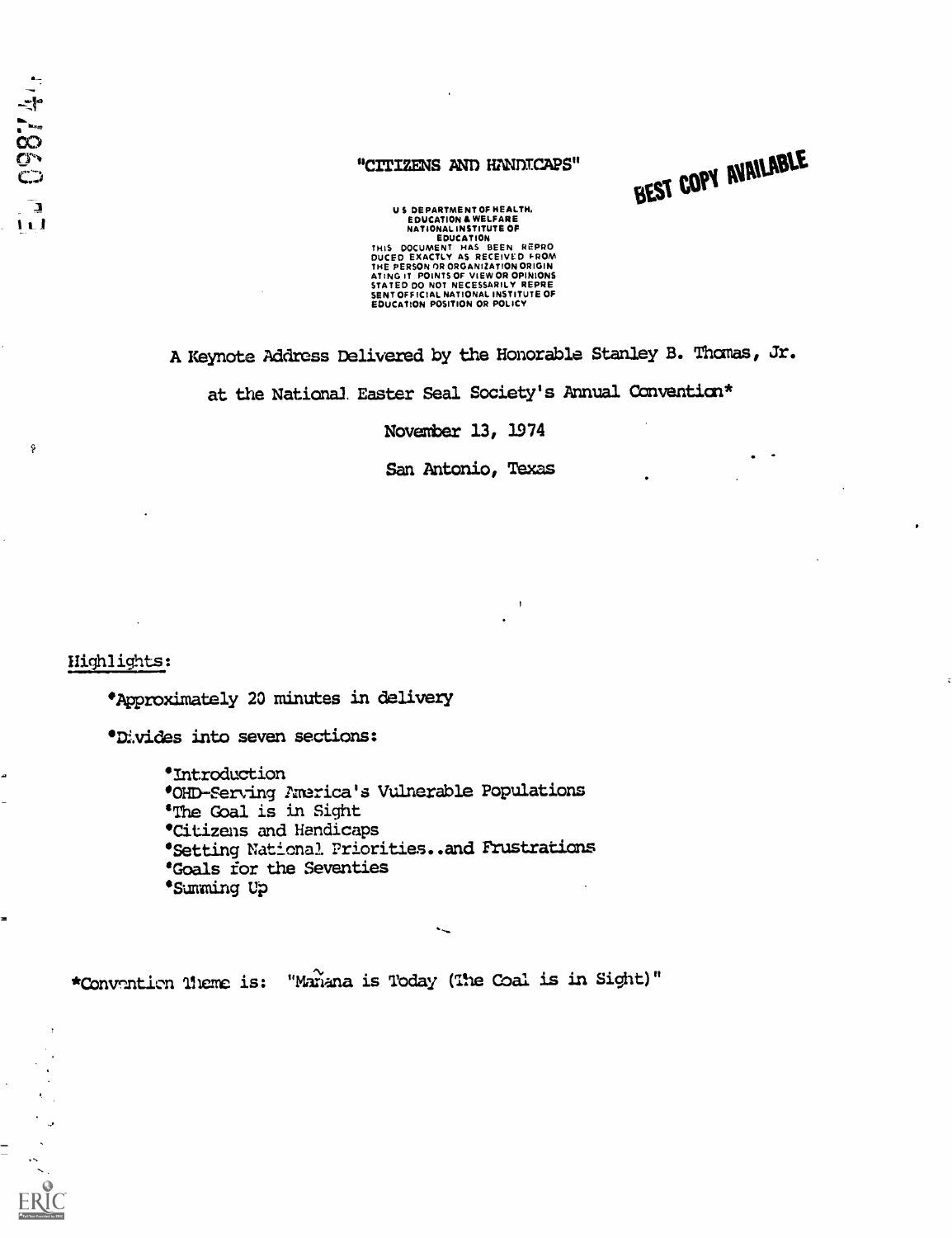# "CITIZENS AND HANDICAPS"

BEST COPY AVAILABLE

U S DEPARTMENT OF HEALTH, EDUCATION & WELFARE NATIONAL INSTITUTE OF EDUCATION
THIS DOCUMENT HAS BEEN REPRODUCED EXACTLY AS RECEIVED FROM THE PERSON OR ORGANIZATION ORIGINATING IT. POINTS OF VIEW OR OPINIONS STATED DO NOT NECESSARILY REPRESENT OFFICIAL NATIONAL INSTITUTE OF EDUCATION POSITION OR POLICY

A Keynote Address Delivered by the Honorable Stanley B. Thomas, Jr.

at the National Easter Seal Society's Annual Convention*

November 13, 1974

San Antonio, Texas

Highlights:

- Approximately 20 minutes in delivery
- Divides into seven sections:
  - Introduction
  - OHD-Serving America's Vulnerable Populations
  - The Goal is in Sight
  - Citizens and Handicaps
  - Setting National Priorities..and Frustrations
  - Goals for the Seventies
  - Summing Up

*Convention Theme is: "Mañana is Today (The Goal is in Sight)"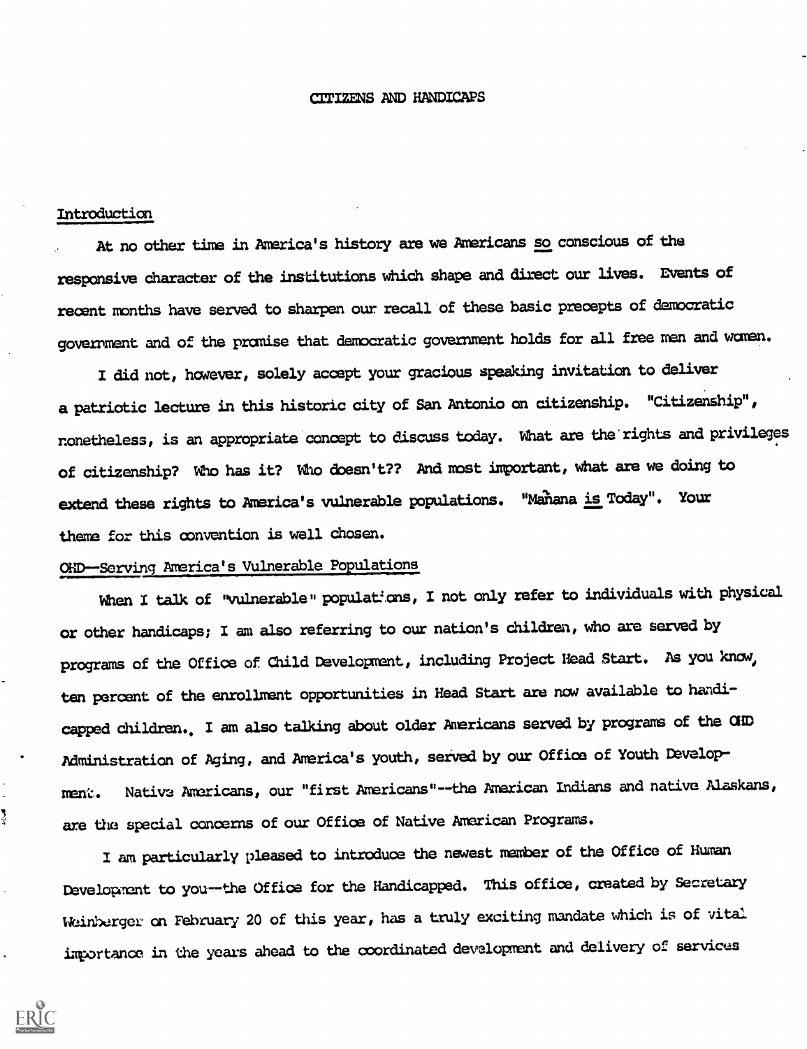# CITIZENS AND HANDICAPS

## Introduction

At no other time in America's history are we Americans *so* conscious of the responsive character of the institutions which shape and direct our lives. Events of recent months have served to sharpen our recall of these basic precepts of democratic government and of the promise that democratic government holds for all free men and women.

I did not, however, solely accept your gracious speaking invitation to deliver a patriotic lecture in this historic city of San Antonio on citizenship. "Citizenship", nonetheless, is an appropriate concept to discuss today. What are the rights and privileges of citizenship? Who has it? Who doesn't?? And most important, what are we doing to extend these rights to America's vulnerable populations. "Mañana *is* Today". Your theme for this convention is well chosen.

## OHD--Serving America's Vulnerable Populations

When I talk of "vulnerable" populations, I not only refer to individuals with physical or other handicaps; I am also referring to our nation's children, who are served by programs of the Office of Child Development, including Project Head Start. As you know, ten percent of the enrollment opportunities in Head Start are now available to handicapped children. I am also talking about older Americans served by programs of the OHD Administration of Aging, and America's youth, served by our Office of Youth Development. Native Americans, our "first Americans"--the American Indians and native Alaskans, are the special concerns of our Office of Native American Programs.

I am particularly pleased to introduce the newest member of the Office of Human Development to you--the Office for the Handicapped. This office, created by Secretary Weinberger on February 20 of this year, has a truly exciting mandate which is of vital importance in the years ahead to the coordinated development and delivery of services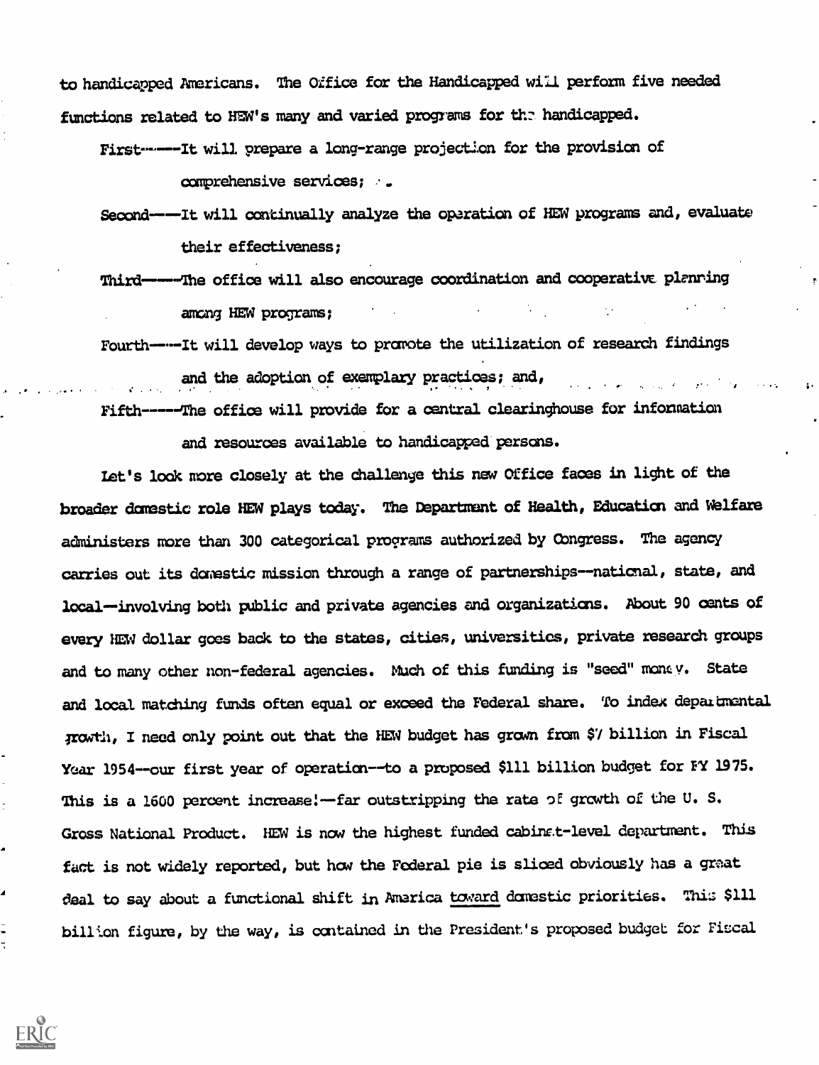to handicapped Americans. The Office for the Handicapped will perform five needed functions related to HEW's many and varied programs for the handicapped.

First-----It will prepare a long-range projection for the provision of comprehensive services;

Second---It will continually analyze the operation of HEW programs and, evaluate their effectiveness;

Third-----The office will also encourage coordination and cooperative planning among HEW programs;

Fourth----It will develop ways to promote the utilization of research findings and the adoption of exemplary practices; and,

Fifth-----The office will provide for a central clearinghouse for information and resources available to handicapped persons.

Let's look more closely at the challenge this new Office faces in light of the broader domestic role HEW plays today. The Department of Health, Education and Welfare administers more than 300 categorical programs authorized by Congress. The agency carries out its domestic mission through a range of partnerships--national, state, and local--involving both public and private agencies and organizations. About 90 cents of every HEW dollar goes back to the states, cities, universities, private research groups and to many other non-federal agencies. Much of this funding is "seed" money. State and local matching funds often equal or exceed the Federal share. To index departmental growth, I need only point out that the HEW budget has grown from $7 billion in Fiscal Year 1954--our first year of operation--to a proposed $111 billion budget for FY 1975. This is a 1600 percent increase!--far outstripping the rate of growth of the U. S. Gross National Product. HEW is now the highest funded cabinet-level department. This fact is not widely reported, but how the Federal pie is sliced obviously has a great deal to say about a functional shift in America toward domestic priorities. This $111 billion figure, by the way, is contained in the President's proposed budget for Fiscal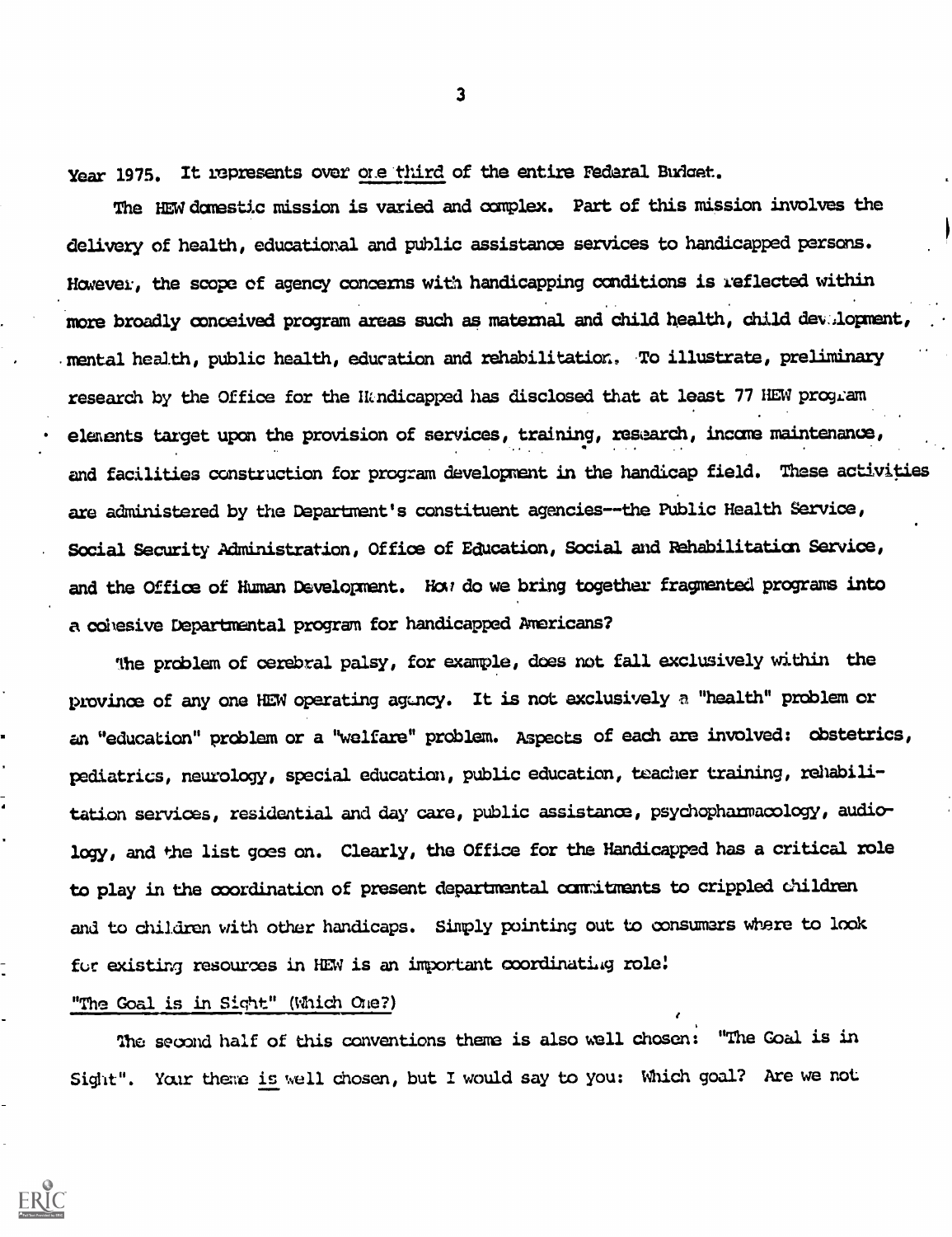Year 1975. It represents over <u>one third</u> of the entire Federal Budget.

The HEW domestic mission is varied and complex. Part of this mission involves the delivery of health, educational and public assistance services to handicapped persons. However, the scope of agency concerns with handicapping conditions is reflected within more broadly conceived program areas such as maternal and child health, child development, mental health, public health, education and rehabilitation. To illustrate, preliminary research by the Office for the Handicapped has disclosed that at least 77 HEW program elements target upon the provision of services, training, research, income maintenance, and facilities construction for program development in the handicap field. These activities are administered by the Department's constituent agencies--the Public Health Service, Social Security Administration, Office of Education, Social and Rehabilitation Service, and the Office of Human Development. How do we bring together fragmented programs into a cohesive Departmental program for handicapped Americans?

The problem of cerebral palsy, for example, does not fall exclusively within the province of any one HEW operating agency. It is not exclusively a "health" problem or an "education" problem or a "welfare" problem. Aspects of each are involved: obstetrics, pediatrics, neurology, special education, public education, teacher training, rehabilitation services, residential and day care, public assistance, psychopharmacology, audiology, and the list goes on. Clearly, the Office for the Handicapped has a critical role to play in the coordination of present departmental commitments to crippled children and to children with other handicaps. Simply pointing out to consumers where to look for existing resources in HEW is an important coordinating role!

<u>"The Goal is in Sight" (Which One?)</u>

The second half of this conventions theme is also well chosen: "The Goal is in Sight". Your theme <u>is</u> well chosen, but I would say to you: Which goal? Are we not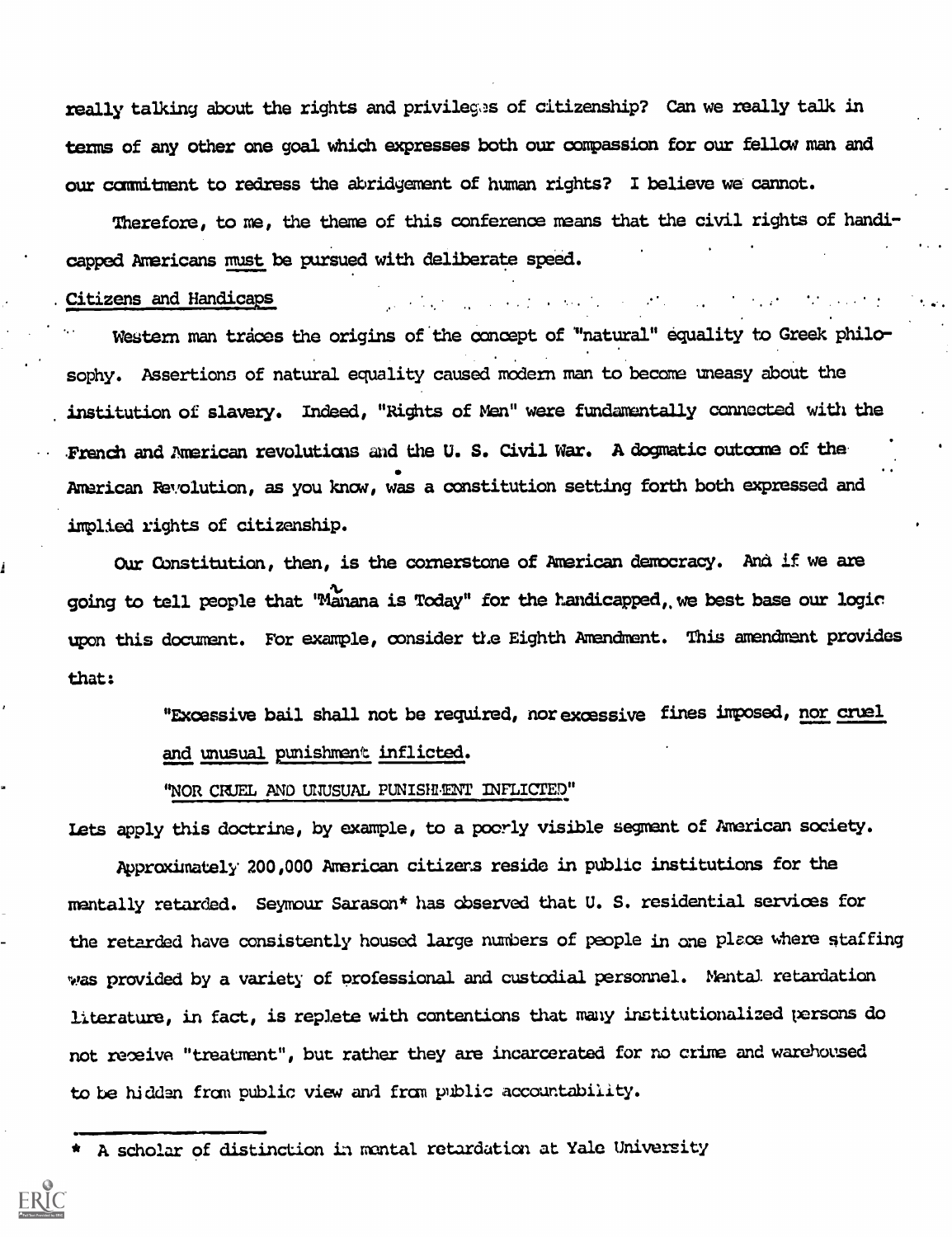really talking about the rights and privileges of citizenship? Can we really talk in terms of any other one goal which expresses both our compassion for our fellow man and our commitment to redress the abridgement of human rights? I believe we cannot.

Therefore, to me, the theme of this conference means that the civil rights of handicapped Americans <u>must</u> be pursued with deliberate speed.

## Citizens and Handicaps

Western man traces the origins of the concept of "natural" equality to Greek philosophy. Assertions of natural equality caused modern man to become uneasy about the institution of slavery. Indeed, "Rights of Men" were fundamentally connected with the French and American revolutions and the U. S. Civil War. A dogmatic outcome of the American Revolution, as you know, was a constitution setting forth both expressed and implied rights of citizenship.

Our Constitution, then, is the cornerstone of American democracy. And if we are going to tell people that "Mañana is Today" for the handicapped, we best base our logic upon this document. For example, consider the Eighth Amendment. This amendment provides that:

> "Excessive bail shall not be required, nor excessive fines imposed, <u>nor cruel and unusual punishment inflicted</u>.
>
> "<u>NOR CRUEL AND UNUSUAL PUNISHMENT INFLICTED</u>"

Lets apply this doctrine, by example, to a poorly visible segment of American society.

Approximately 200,000 American citizens reside in public institutions for the mentally retarded. Seymour Sarason* has observed that U. S. residential services for the retarded have consistently housed large numbers of people in one place where staffing was provided by a variety of professional and custodial personnel. Mental retardation literature, in fact, is replete with contentions that many institutionalized persons do not receive "treatment", but rather they are incarcerated for no crime and warehoused to be hidden from public view and from public accountability.

---

\* A scholar of distinction in mental retardation at Yale University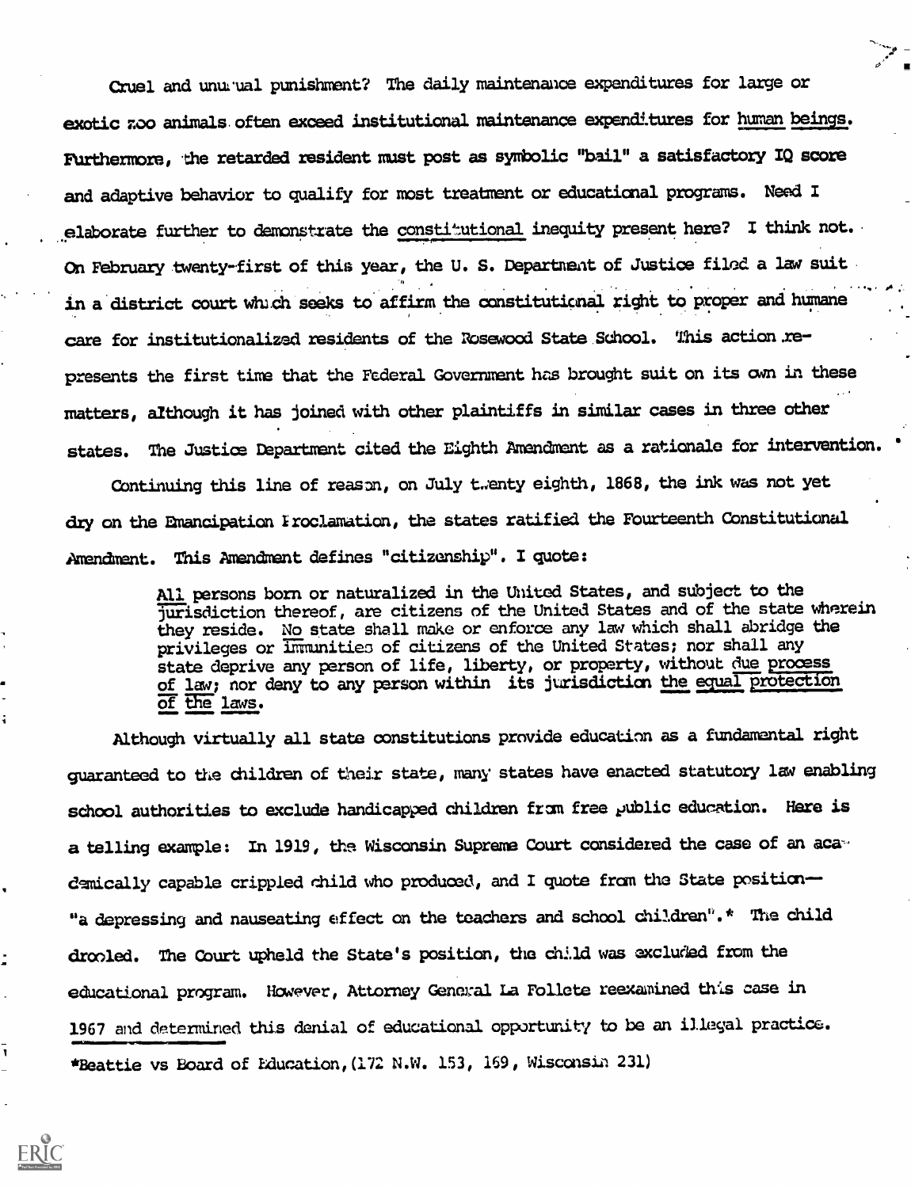Cruel and unusual punishment? The daily maintenance expenditures for large or exotic zoo animals often exceed institutional maintenance expenditures for human beings. Furthermore, the retarded resident must post as symbolic "bail" a satisfactory IQ score and adaptive behavior to qualify for most treatment or educational programs. Need I elaborate further to demonstrate the constitutional inequity present here? I think not. On February twenty-first of this year, the U. S. Department of Justice filed a law suit in a district court which seeks to affirm the constitutional right to proper and humane care for institutionalized residents of the Rosewood State School. This action represents the first time that the Federal Government has brought suit on its own in these matters, although it has joined with other plaintiffs in similar cases in three other states. The Justice Department cited the Eighth Amendment as a rationale for intervention.

Continuing this line of reason, on July twenty eighth, 1868, the ink was not yet dry on the Emancipation Proclamation, the states ratified the Fourteenth Constitutional Amendment. This Amendment defines "citizenship". I quote:

> All persons born or naturalized in the United States, and subject to the jurisdiction thereof, are citizens of the United States and of the state wherein they reside. No state shall make or enforce any law which shall abridge the privileges or immunities of citizens of the United States; nor shall any state deprive any person of life, liberty, or property, without due process of law; nor deny to any person within its jurisdiction the equal protection of the laws.

Although virtually all state constitutions provide education as a fundamental right guaranteed to the children of their state, many states have enacted statutory law enabling school authorities to exclude handicapped children from free public education. Here is a telling example: In 1919, the Wisconsin Supreme Court considered the case of an academically capable crippled child who produced, and I quote from the State position— "a depressing and nauseating effect on the teachers and school children".* The child drooled. The Court upheld the State's position, the child was excluded from the educational program. However, Attorney General La Follete reexamined this case in 1967 and determined this denial of educational opportunity to be an illegal practice.

*Beattie vs Board of Education, (172 N.W. 153, 169, Wisconsin 231)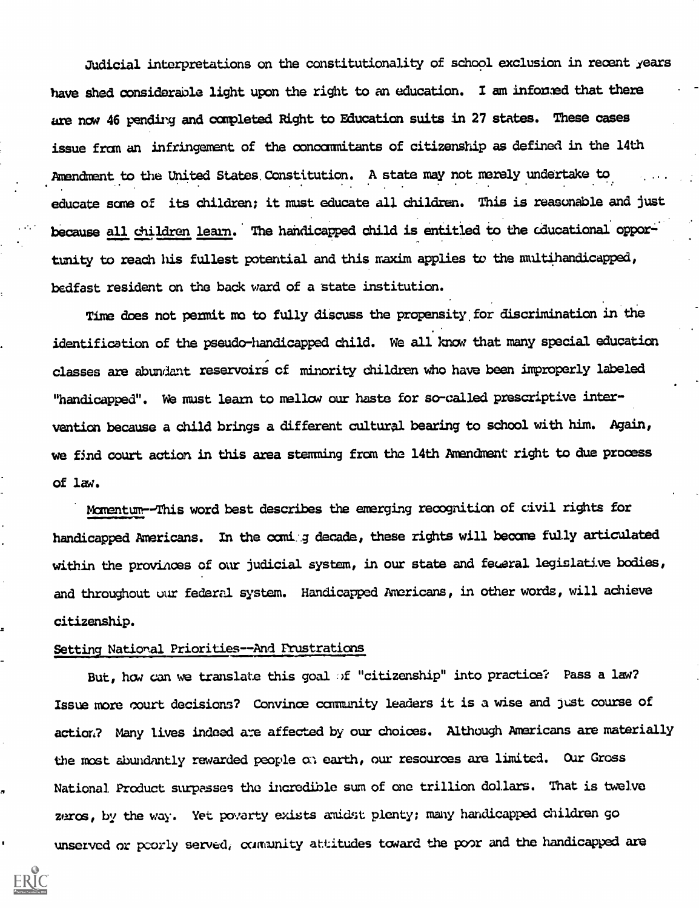Judicial interpretations on the constitutionality of school exclusion in recent years have shed considerable light upon the right to an education. I am informed that there are now 46 pending and completed Right to Education suits in 27 states. These cases issue from an infringement of the concommitants of citizenship as defined in the 14th Amendment to the United States Constitution. A state may not merely undertake to educate some of its children; it must educate all children. This is reasonable and just because <u>all children learn</u>. The handicapped child is entitled to the educational opportunity to reach his fullest potential and this maxim applies to the multihandicapped, bedfast resident on the back ward of a state institution.

Time does not permit me to fully discuss the propensity for discrimination in the identification of the pseudo-handicapped child. We all know that many special education classes are abundant reservoirs of minority children who have been improperly labeled "handicapped". We must learn to mellow our haste for so-called prescriptive intervention because a child brings a different cultural bearing to school with him. Again, we find court action in this area stemming from the 14th Amendment right to due process of law.

Momentum--This word best describes the emerging recognition of civil rights for handicapped Americans. In the coming decade, these rights will become fully articulated within the provinces of our judicial system, in our state and federal legislative bodies, and throughout our federal system. Handicapped Americans, in other words, will achieve citizenship.

## Setting National Priorities--And Frustrations

But, how can we translate this goal of "citizenship" into practice? Pass a law? Issue more court decisions? Convince community leaders it is a wise and just course of action? Many lives indeed are affected by our choices. Although Americans are materially the most abundantly rewarded people on earth, our resources are limited. Our Gross National Product surpasses the incredible sum of one trillion dollars. That is twelve zeros, by the way. Yet poverty exists amidst plenty; many handicapped children go unserved or poorly served, community attitudes toward the poor and the handicapped are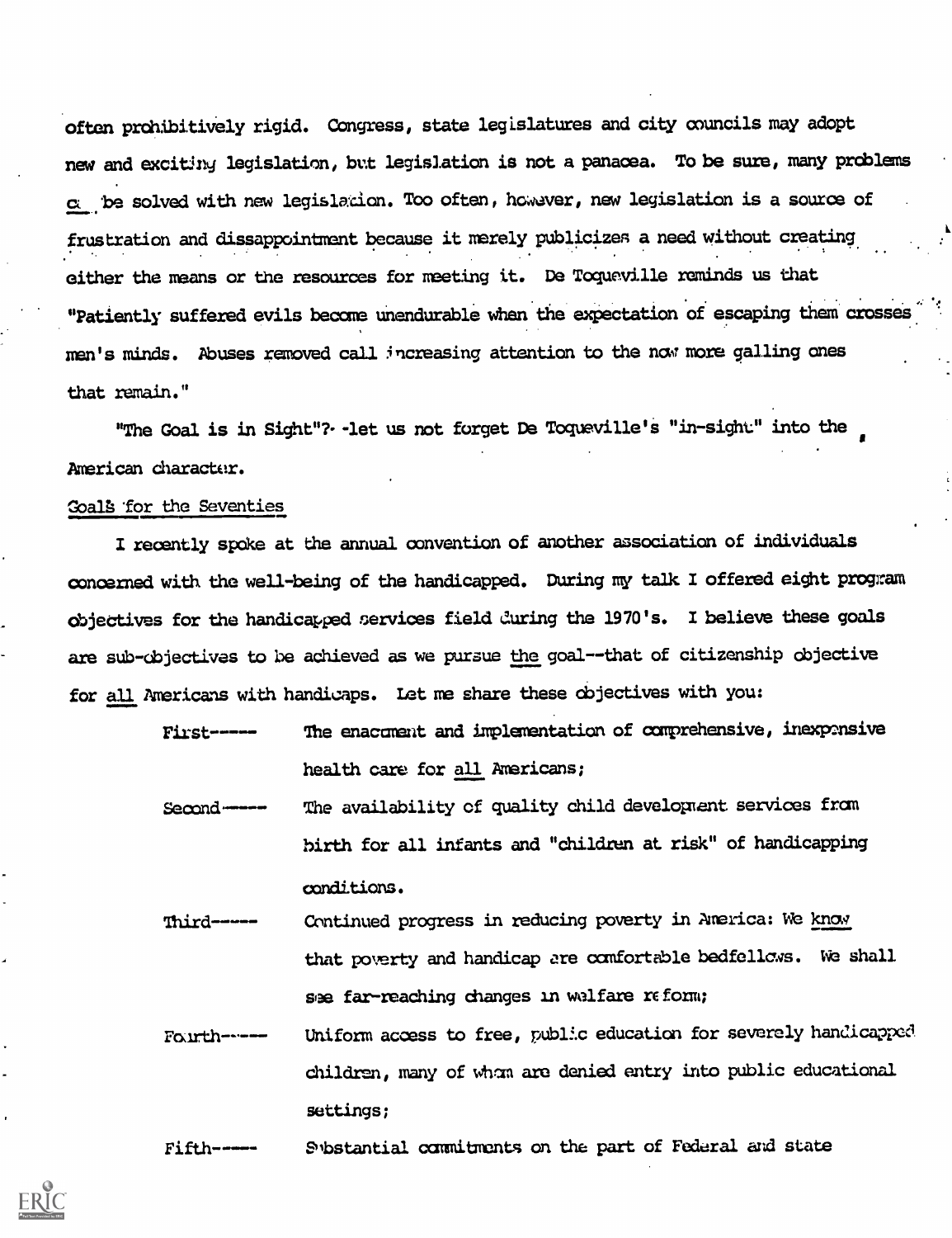often prohibitively rigid. Congress, state legislatures and city councils may adopt new and exciting legislation, but legislation is not a panacea. To be sure, many problems can be solved with new legislation. Too often, however, new legislation is a source of frustration and dissappointment because it merely publicizes a need without creating either the means or the resources for meeting it. De Toqueville reminds us that "Patiently suffered evils become unendurable when the expectation of escaping them crosses men's minds. Abuses removed call increasing attention to the now more galling ones that remain."

"The Goal is in Sight"?--let us not forget De Toqueville's "in-sight" into the American character.

## Goals for the Seventies

I recently spoke at the annual convention of another association of individuals concerned with the well-being of the handicapped. During my talk I offered eight program objectives for the handicapped services field during the 1970's. I believe these goals are sub-objectives to be achieved as we pursue the goal--that of citizenship objective for all Americans with handicaps. Let me share these objectives with you:

First----- The enactment and implementation of comprehensive, inexpensive health care for all Americans;

Second----- The availability of quality child development services from birth for all infants and "children at risk" of handicapping conditions.

Third----- Continued progress in reducing poverty in America: We know that poverty and handicap are comfortable bedfellows. We shall see far-reaching changes in welfare reform;

Fourth----- Uniform access to free, public education for severely handicapped children, many of whom are denied entry into public educational settings;

Fifth----- Substantial commitments on the part of Federal and state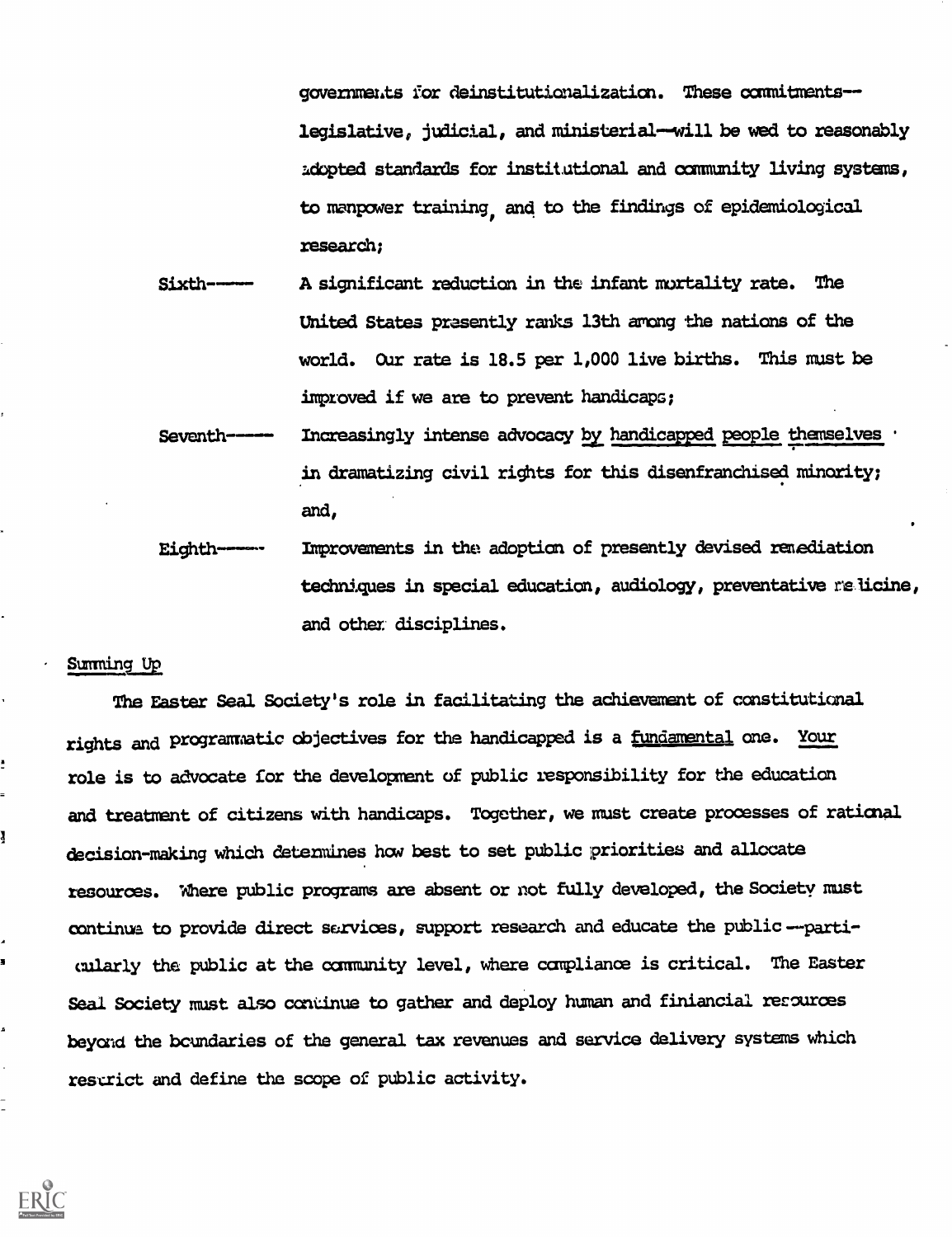governments for deinstitutionalization. These commitments--legislative, judicial, and ministerial--will be wed to reasonably adopted standards for institutional and community living systems, to manpower training, and to the findings of epidemiological research;

Sixth------ A significant reduction in the infant mortality rate. The United States presently ranks 13th among the nations of the world. Our rate is 18.5 per 1,000 live births. This must be improved if we are to prevent handicaps;

Seventh------ Increasingly intense advocacy <u>by</u> <u>handicapped people</u> <u>themselves</u> in dramatizing civil rights for this disenfranchised minority; and,

Eighth------ Improvements in the adoption of presently devised remediation techniques in special education, audiology, preventative medicine, and other disciplines.

## Summing Up

The Easter Seal Society's role in facilitating the achievement of constitutional rights and programmatic objectives for the handicapped is a <u>fundamental</u> one. <u>Your</u> role is to advocate for the development of public responsibility for the education and treatment of citizens with handicaps. Together, we must create processes of rational decision-making which determines how best to set public priorities and allocate resources. Where public programs are absent or not fully developed, the Society must continue to provide direct services, support research and educate the public --particularly the public at the community level, where compliance is critical. The Easter Seal Society must also continue to gather and deploy human and finiancial resources beyond the boundaries of the general tax revenues and service delivery systems which restrict and define the scope of public activity.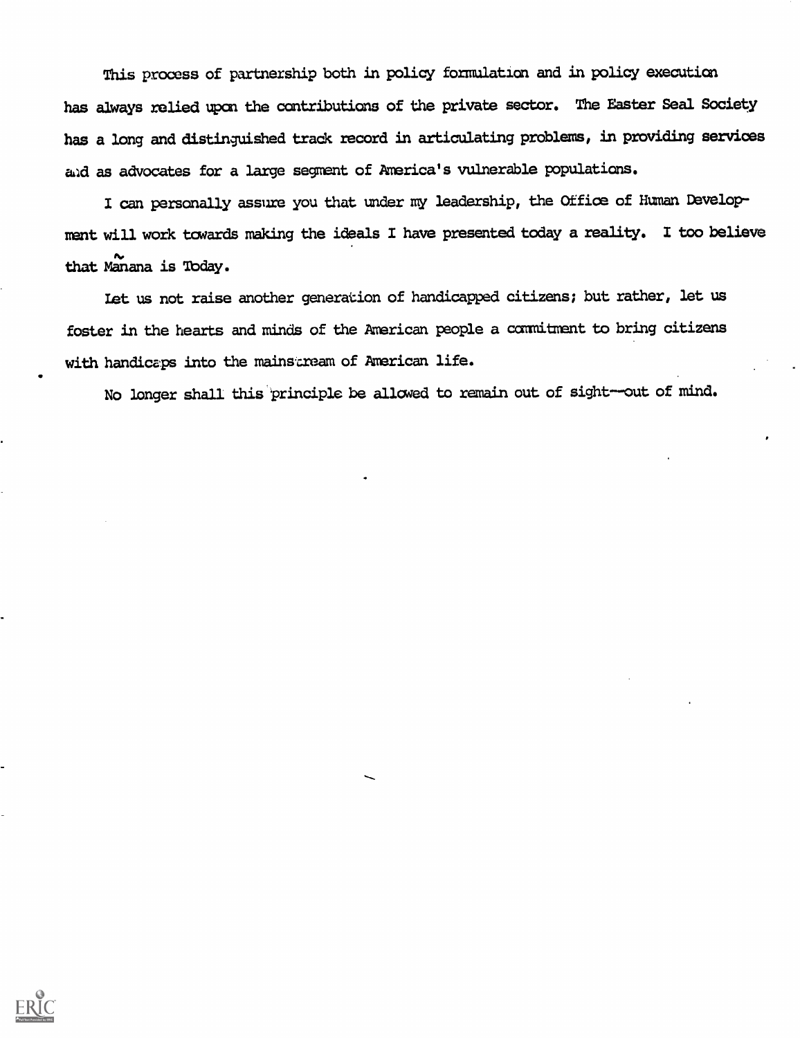This process of partnership both in policy formulation and in policy execution has always relied upon the contributions of the private sector. The Easter Seal Society has a long and distinguished track record in articulating problems, in providing services and as advocates for a large segment of America's vulnerable populations.

I can personally assure you that under my leadership, the Office of Human Development will work towards making the ideals I have presented today a reality. I too believe that Mañana is Today.

Let us not raise another generation of handicapped citizens; but rather, let us foster in the hearts and minds of the American people a commitment to bring citizens with handicaps into the mainstream of American life.

No longer shall this principle be allowed to remain out of sight--out of mind.